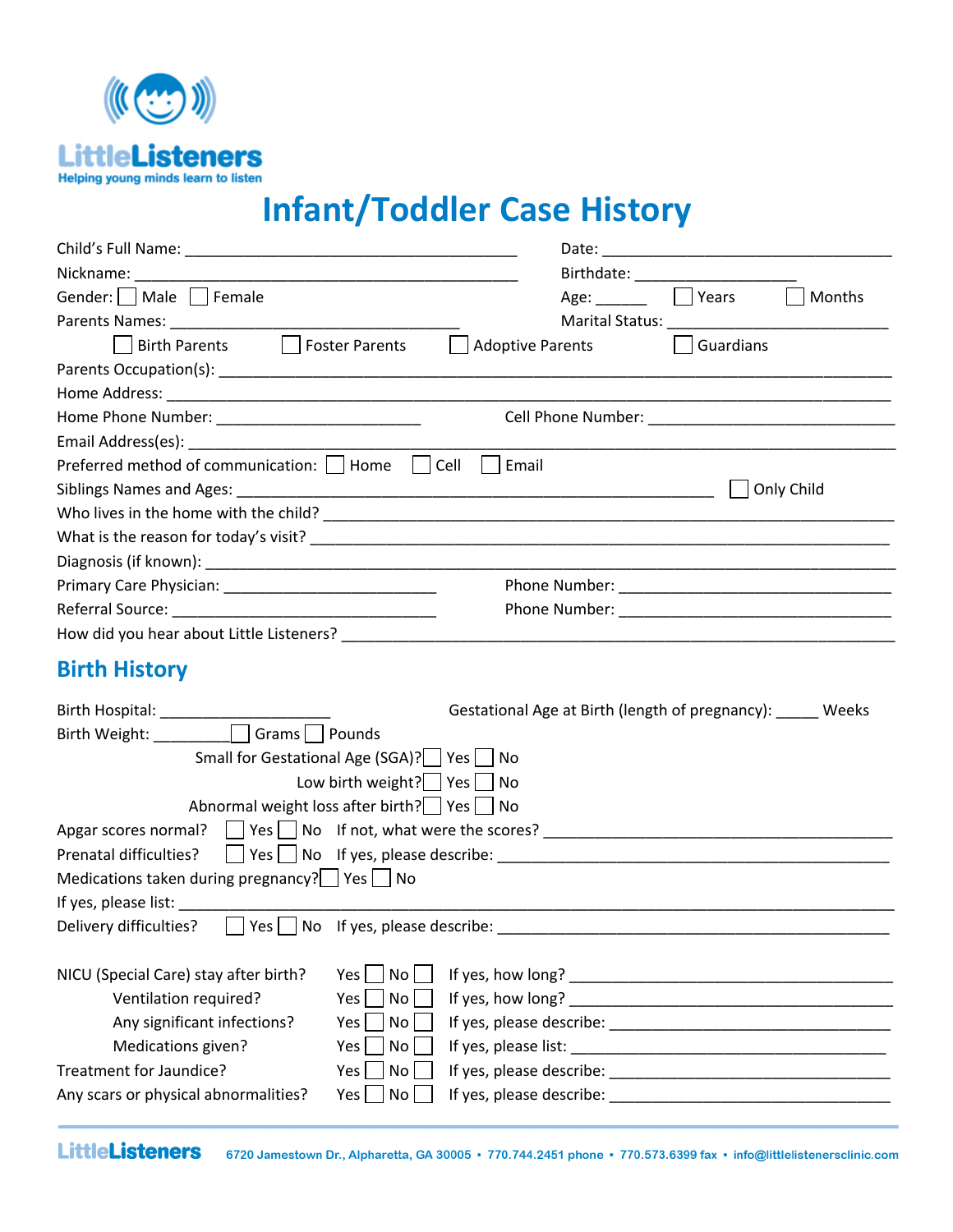LittleListeners
Helping young minds learn to listen

# Infant/Toddler Case History

Child's Full Name: ________________________________________ Date: ___________________________________

Nickname: ______________________________________________ Birthdate: ____________________

Gender: ☐ Male ☐ Female Age: ______ ☐ Years ☐ Months

Parents Names: ___________________________________ Marital Status: ___________________________

☐ Birth Parents ☐ Foster Parents ☐ Adoptive Parents ☐ Guardians

Parents Occupation(s): ___________________________________________________________________________

Home Address: ___________________________________________________________________________________

Home Phone Number: _________________________ Cell Phone Number: ______________________________

Email Address(es): ______________________________________________________________________________

Preferred method of communication: ☐ Home ☐ Cell ☐ Email

Siblings Names and Ages: ___________________________________________________________ ☐ Only Child

Who lives in the home with the child? ______________________________________________________________

What is the reason for today's visit? ______________________________________________________________

Diagnosis (if known): ____________________________________________________________________________

Primary Care Physician: _________________________ Phone Number: _________________________________

Referral Source: ________________________________ Phone Number: _________________________________

How did you hear about Little Listeners? ____________________________________________________________

## Birth History

Birth Hospital: ____________________ Gestational Age at Birth (length of pregnancy): _____ Weeks

Birth Weight: _________ ☐ Grams ☐ Pounds

Small for Gestational Age (SGA)? ☐ Yes ☐ No

Low birth weight? ☐ Yes ☐ No

Abnormal weight loss after birth? ☐ Yes ☐ No

Apgar scores normal? ☐ Yes ☐ No If not, what were the scores? ______________________________________

Prenatal difficulties? ☐ Yes ☐ No If yes, please describe: _____________________________________________

Medications taken during pregnancy? ☐ Yes ☐ No

If yes, please list: ________________________________________________________________________________

Delivery difficulties? ☐ Yes ☐ No If yes, please describe: _____________________________________________

NICU (Special Care) stay after birth? Yes ☐ No ☐ If yes, how long? ________________________________________

Ventilation required? Yes ☐ No ☐ If yes, how long? ________________________________________

Any significant infections? Yes ☐ No ☐ If yes, please describe: __________________________________

Medications given? Yes ☐ No ☐ If yes, please list: ________________________________________

Treatment for Jaundice? Yes ☐ No ☐ If yes, please describe: __________________________________

Any scars or physical abnormalities? Yes ☐ No ☐ If yes, please describe: __________________________________

LittleListeners 6720 Jamestown Dr., Alpharetta, GA 30005 • 770.744.2451 phone • 770.573.6399 fax • info@littlelistenersclinic.com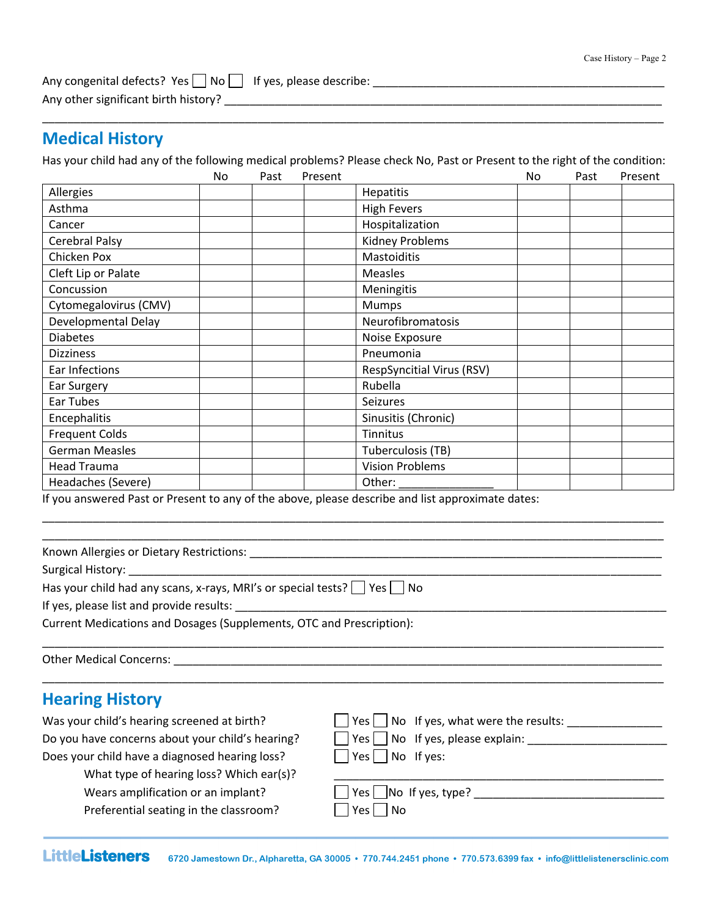Any congenital defects? Yes ☐ No ☐ If yes, please describe: ______________________________________________

Any other significant birth history? ______________________________________________________________________

__________________________________________________________________________________________________

## Medical History

Has your child had any of the following medical problems? Please check No, Past or Present to the right of the condition:

| | No | Past | Present | | No | Past | Present |
|---|---|---|---|---|---|---|---|
| Allergies | | | | Hepatitis | | | |
| Asthma | | | | High Fevers | | | |
| Cancer | | | | Hospitalization | | | |
| Cerebral Palsy | | | | Kidney Problems | | | |
| Chicken Pox | | | | Mastoiditis | | | |
| Cleft Lip or Palate | | | | Measles | | | |
| Concussion | | | | Meningitis | | | |
| Cytomegalovirus (CMV) | | | | Mumps | | | |
| Developmental Delay | | | | Neurofibromatosis | | | |
| Diabetes | | | | Noise Exposure | | | |
| Dizziness | | | | Pneumonia | | | |
| Ear Infections | | | | RespSyncitial Virus (RSV) | | | |
| Ear Surgery | | | | Rubella | | | |
| Ear Tubes | | | | Seizures | | | |
| Encephalitis | | | | Sinusitis (Chronic) | | | |
| Frequent Colds | | | | Tinnitus | | | |
| German Measles | | | | Tuberculosis (TB) | | | |
| Head Trauma | | | | Vision Problems | | | |
| Headaches (Severe) | | | | Other: _______________ | | | |

If you answered Past or Present to any of the above, please describe and list approximate dates:

__________________________________________________________________________________________________

__________________________________________________________________________________________________

Known Allergies or Dietary Restrictions: __________________________________________________________________

Surgical History: _________________________________________________________________________________

Has your child had any scans, x-rays, MRI's or special tests? ☐ Yes ☐ No

If yes, please list and provide results: ____________________________________________________________________

Current Medications and Dosages (Supplements, OTC and Prescription):

__________________________________________________________________________________________________

Other Medical Concerns: _____________________________________________________________________________

__________________________________________________________________________________________________

## Hearing History

Was your child's hearing screened at birth? ☐ Yes ☐ No If yes, what were the results: _______________

Do you have concerns about your child's hearing? ☐ Yes ☐ No If yes, please explain: ______________________

Does your child have a diagnosed hearing loss? ☐ Yes ☐ No If yes:

What type of hearing loss? Which ear(s)? _____________________________________________

Wears amplification or an implant? ☐ Yes ☐ No If yes, type? ______________________________

Preferential seating in the classroom? ☐ Yes ☐ No

**LittleListeners** 6720 Jamestown Dr., Alpharetta, GA 30005 • 770.744.2451 phone • 770.573.6399 fax • info@littlelistenersclinic.com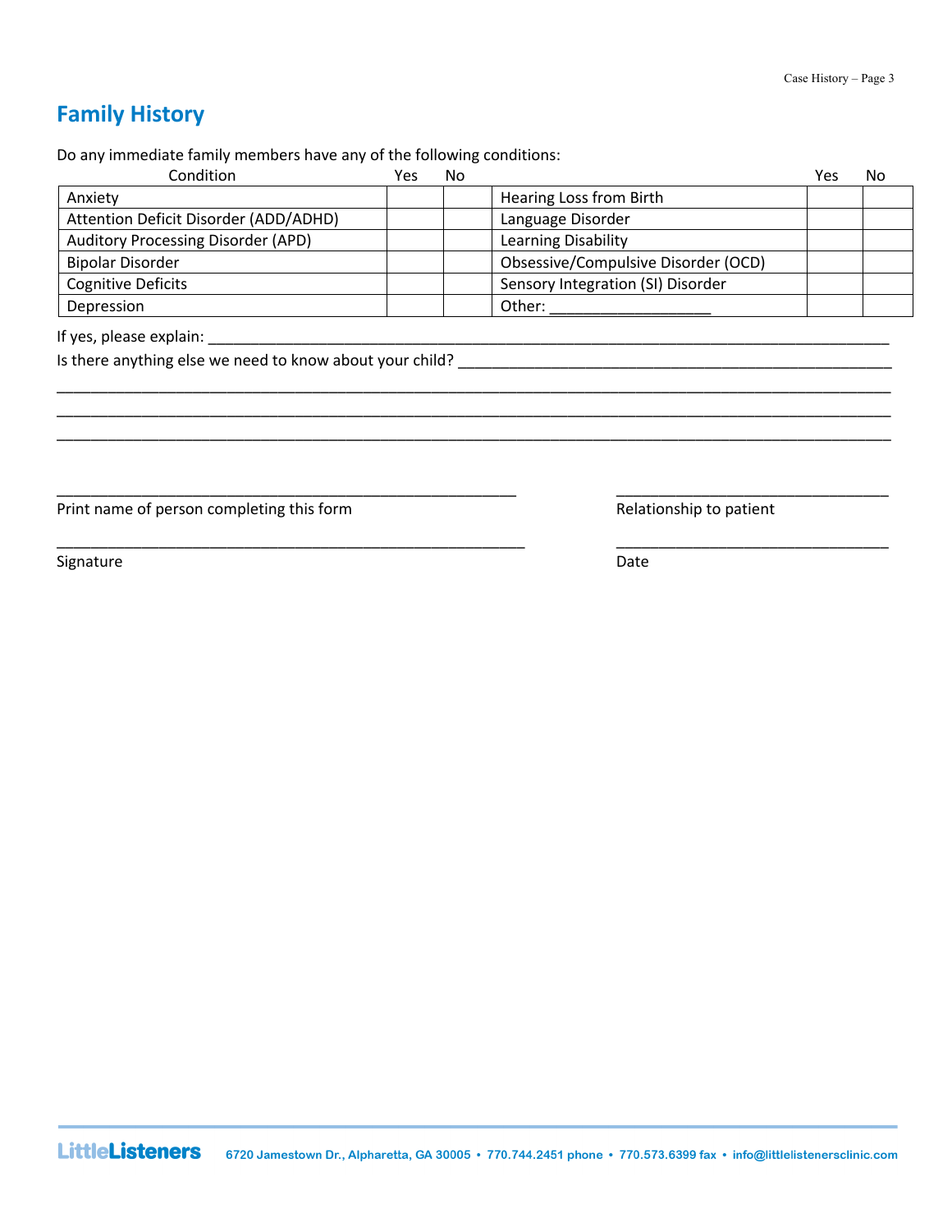## Family History

Do any immediate family members have any of the following conditions:

| Condition | Yes | No | | Yes | No |
|---|---|---|---|---|---|
| Anxiety | | | Hearing Loss from Birth | | |
| Attention Deficit Disorder (ADD/ADHD) | | | Language Disorder | | |
| Auditory Processing Disorder (APD) | | | Learning Disability | | |
| Bipolar Disorder | | | Obsessive/Compulsive Disorder (OCD) | | |
| Cognitive Deficits | | | Sensory Integration (SI) Disorder | | |
| Depression | | | Other: ___________________ | | |

If yes, please explain: ______________________________________________________________________________

Is there anything else we need to know about your child? _____________________________________________________

______________________________________________________________________________________________

______________________________________________________________________________________________

______________________________________________________________________________________________

______________________________________________________ ________________________________

Print name of person completing this form Relationship to patient

______________________________________________________ ________________________________

Signature Date

LittleListeners 6720 Jamestown Dr., Alpharetta, GA 30005 • 770.744.2451 phone • 770.573.6399 fax • info@littlelistenersclinic.com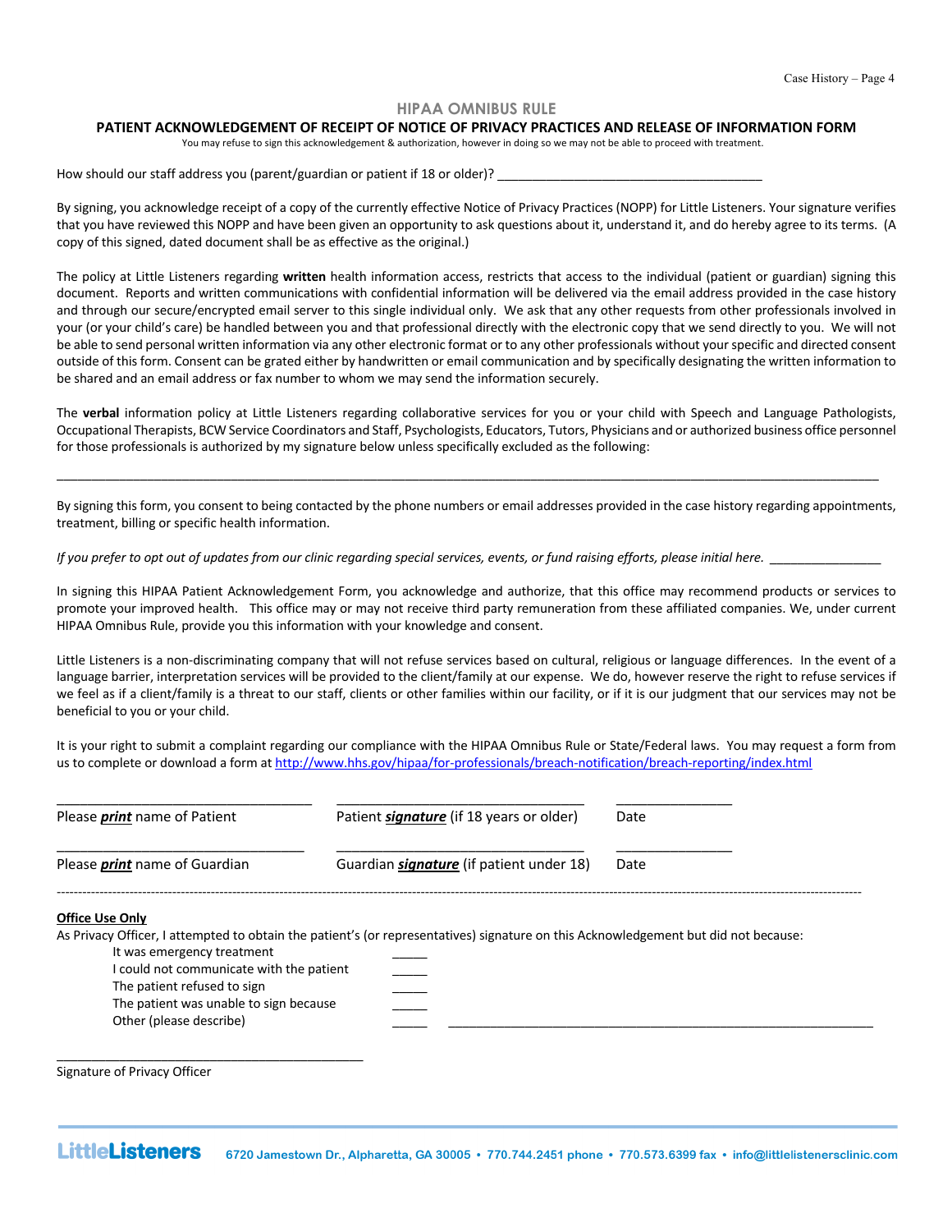## HIPAA OMNIBUS RULE

### PATIENT ACKNOWLEDGEMENT OF RECEIPT OF NOTICE OF PRIVACY PRACTICES AND RELEASE OF INFORMATION FORM

You may refuse to sign this acknowledgement & authorization, however in doing so we may not be able to proceed with treatment.

How should our staff address you (parent/guardian or patient if 18 or older)? ______________________________________

By signing, you acknowledge receipt of a copy of the currently effective Notice of Privacy Practices (NOPP) for Little Listeners. Your signature verifies that you have reviewed this NOPP and have been given an opportunity to ask questions about it, understand it, and do hereby agree to its terms. (A copy of this signed, dated document shall be as effective as the original.)

The policy at Little Listeners regarding **written** health information access, restricts that access to the individual (patient or guardian) signing this document. Reports and written communications with confidential information will be delivered via the email address provided in the case history and through our secure/encrypted email server to this single individual only. We ask that any other requests from other professionals involved in your (or your child's care) be handled between you and that professional directly with the electronic copy that we send directly to you. We will not be able to send personal written information via any other electronic format or to any other professionals without your specific and directed consent outside of this form. Consent can be grated either by handwritten or email communication and by specifically designating the written information to be shared and an email address or fax number to whom we may send the information securely.

The **verbal** information policy at Little Listeners regarding collaborative services for you or your child with Speech and Language Pathologists, Occupational Therapists, BCW Service Coordinators and Staff, Psychologists, Educators, Tutors, Physicians and or authorized business office personnel for those professionals is authorized by my signature below unless specifically excluded as the following:

______________________________________________________________________________________________

By signing this form, you consent to being contacted by the phone numbers or email addresses provided in the case history regarding appointments, treatment, billing or specific health information.

*If you prefer to opt out of updates from our clinic regarding special services, events, or fund raising efforts, please initial here.* ________________

In signing this HIPAA Patient Acknowledgement Form, you acknowledge and authorize, that this office may recommend products or services to promote your improved health. This office may or may not receive third party remuneration from these affiliated companies. We, under current HIPAA Omnibus Rule, provide you this information with your knowledge and consent.

Little Listeners is a non-discriminating company that will not refuse services based on cultural, religious or language differences. In the event of a language barrier, interpretation services will be provided to the client/family at our expense. We do, however reserve the right to refuse services if we feel as if a client/family is a threat to our staff, clients or other families within our facility, or if it is our judgment that our services may not be beneficial to you or your child.

It is your right to submit a complaint regarding our compliance with the HIPAA Omnibus Rule or State/Federal laws. You may request a form from us to complete or download a form at http://www.hhs.gov/hipaa/for-professionals/breach-notification/breach-reporting/index.html

| ________________________________ | ________________________________ | ________________ |
|---|---|---|
| Please ***print*** name of Patient | Patient ***signature*** (if 18 years or older) | Date |
| ________________________________ | ________________________________ | ________________ |
| Please ***print*** name of Guardian | Guardian ***signature*** (if patient under 18) | Date |

---

**Office Use Only**

As Privacy Officer, I attempted to obtain the patient's (or representatives) signature on this Acknowledgement but did not because:

- It was emergency treatment _____
- I could not communicate with the patient _____
- The patient refused to sign _____
- The patient was unable to sign because _____
- Other (please describe) _____ ______________________________________________

______________________________________
Signature of Privacy Officer

**LittleListeners** 6720 Jamestown Dr., Alpharetta, GA 30005 • 770.744.2451 phone • 770.573.6399 fax • info@littlelistenersclinic.com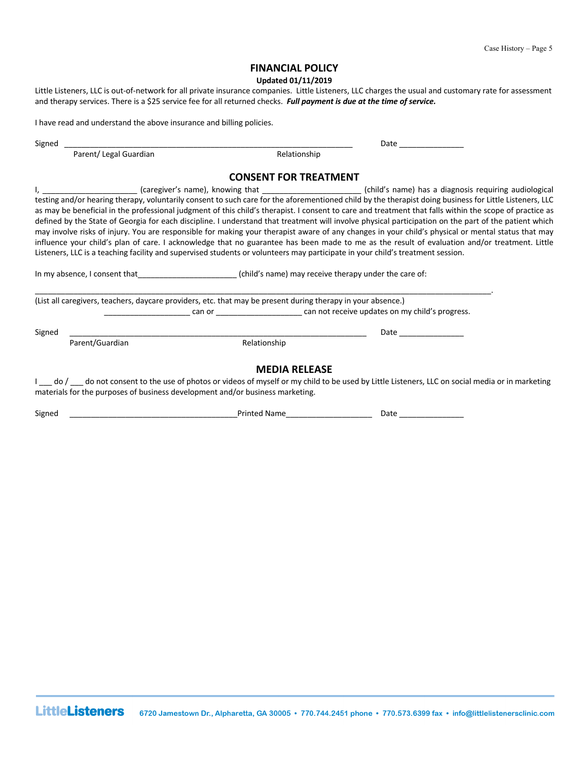## FINANCIAL POLICY

**Updated 01/11/2019**

Little Listeners, LLC is out-of-network for all private insurance companies. Little Listeners, LLC charges the usual and customary rate for assessment and therapy services. There is a $25 service fee for all returned checks. ***Full payment is due at the time of service.***

I have read and understand the above insurance and billing policies.

Signed ______________________________________________________________ Date _______________

Parent/ Legal Guardian Relationship

## CONSENT FOR TREATMENT

I, ______________________ (caregiver's name), knowing that ______________________ (child's name) has a diagnosis requiring audiological testing and/or hearing therapy, voluntarily consent to such care for the aforementioned child by the therapist doing business for Little Listeners, LLC as may be beneficial in the professional judgment of this child's therapist. I consent to care and treatment that falls within the scope of practice as defined by the State of Georgia for each discipline. I understand that treatment will involve physical participation on the part of the patient which may involve risks of injury. You are responsible for making your therapist aware of any changes in your child's physical or mental status that may influence your child's plan of care. I acknowledge that no guarantee has been made to me as the result of evaluation and/or treatment. Little Listeners, LLC is a teaching facility and supervised students or volunteers may participate in your child's treatment session.

In my absence, I consent that______________________ (child's name) may receive therapy under the care of:

____________________________________________________________________________________________________.

(List all caregivers, teachers, daycare providers, etc. that may be present during therapy in your absence.)

____________________ can or ____________________ can not receive updates on my child's progress.

Signed ______________________________________________________________ Date _______________

Parent/Guardian Relationship

## MEDIA RELEASE

I ___ do / ___ do not consent to the use of photos or videos of myself or my child to be used by Little Listeners, LLC on social media or in marketing materials for the purposes of business development and/or business marketing.

Signed _______________________________________Printed Name____________________ Date _______________